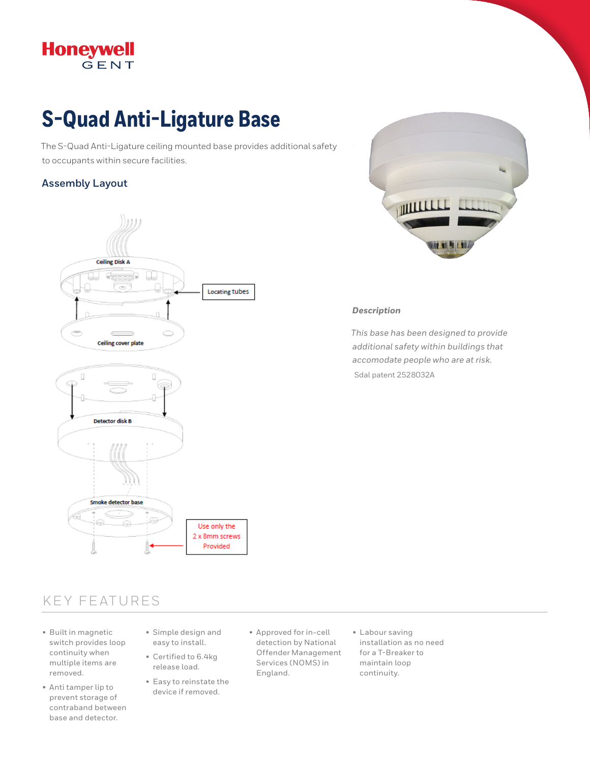Honeywell
GENT

# S-Quad Anti-Ligature Base

The S-Quad Anti-Ligature ceiling mounted base provides additional safety to occupants within secure facilities.

## Assembly Layout

Ceiling Disk A

Locating tubes

Ceiling cover plate

Detector disk B

Smoke detector base

Use only the 2 x 8mm screws Provided

***Description***

*This base has been designed to provide additional safety within buildings that accomodate people who are at risk.*

Sdal patent 2528032A

## KEY FEATURES

- Built in magnetic switch provides loop continuity when multiple items are removed.
- Anti tamper lip to prevent storage of contraband between base and detector.
- Simple design and easy to install.
- Certified to 6.4kg release load.
- Easy to reinstate the device if removed.
- Approved for in-cell detection by National Offender Management Services (NOMS) in England.
- Labour saving installation as no need for a T-Breaker to maintain loop continuity.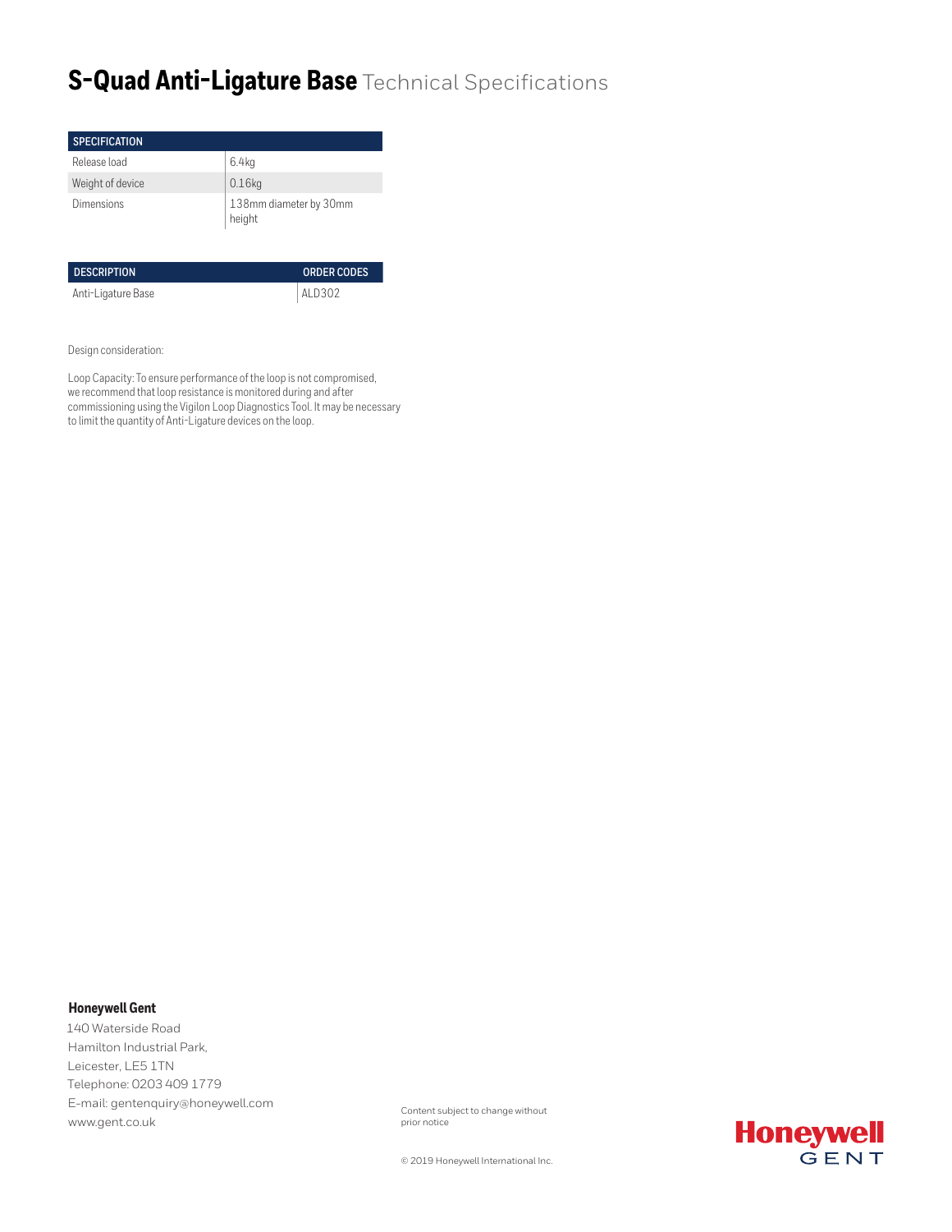# S-Quad Anti-Ligature Base Technical Specifications

| SPECIFICATION | |
|---|---|
| Release load | 6.4kg |
| Weight of device | 0.16kg |
| Dimensions | 138mm diameter by 30mm height |

| DESCRIPTION | ORDER CODES |
|---|---|
| Anti-Ligature Base | ALD302 |

Design consideration:

Loop Capacity: To ensure performance of the loop is not compromised, we recommend that loop resistance is monitored during and after commissioning using the Vigilon Loop Diagnostics Tool. It may be necessary to limit the quantity of Anti-Ligature devices on the loop.

**Honeywell Gent**
140 Waterside Road
Hamilton Industrial Park,
Leicester, LE5 1TN
Telephone: 0203 409 1779
E-mail: gentenquiry@honeywell.com
www.gent.co.uk

Content subject to change without prior notice

© 2019 Honeywell International Inc.

Honeywell GENT